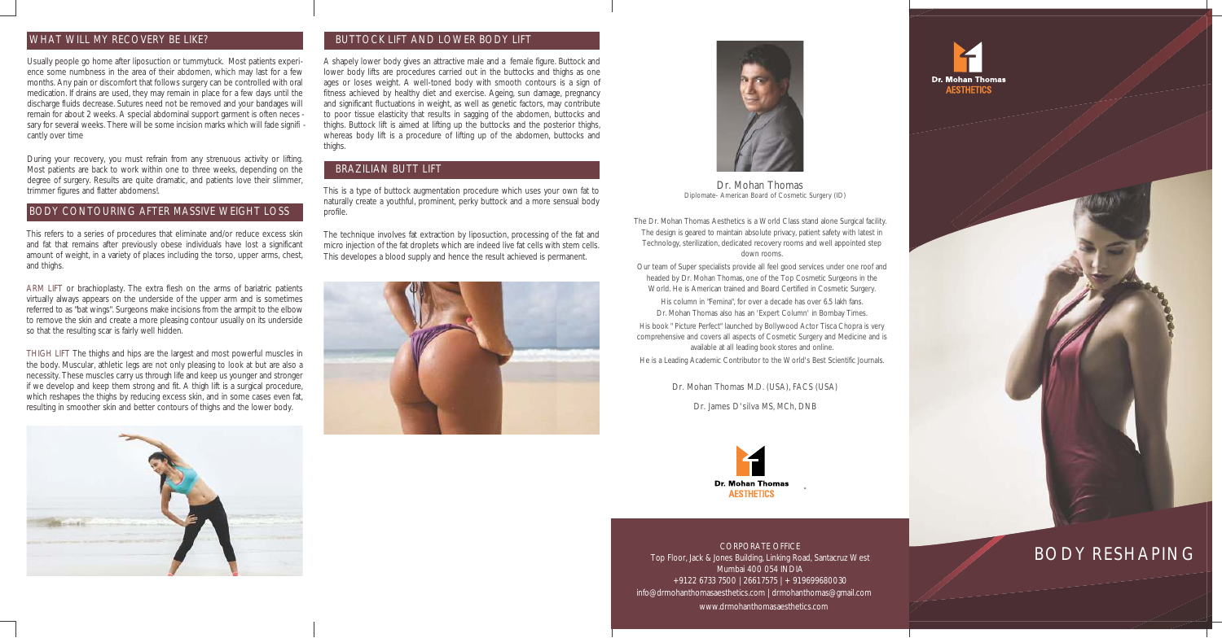## WHAT WILL MY RECOVERY BE LIKE?

Usually people go home after liposuction or tummytuck. Most patients experience some numbness in the area of their abdomen, which may last for a few months. Any pain or discomfort that follows surgery can be controlled with oral medication. If drains are used, they may remain in place for a few days until the discharge fluids decrease. Sutures need not be removed and your bandages will remain for about 2 weeks. A special abdominal support garment is often neces - sary for several weeks. There will be some incision marks which will fade signifi - cantly over time

During your recovery, you must refrain from any strenuous activity or lifting. Most patients are back to work within one to three weeks, depending on the degree of surgery. Results are quite dramatic, and patients love their slimmer, trimmer figures and flatter abdomens!.

## BODY CONTOURING AFTER MASSIVE WEIGHT LOSS

This refers to a series of procedures that eliminate and/or reduce excess skin and fat that remains after previously obese individuals have lost a significant amount of weight, in a variety of places including the torso, upper arms, chest, and thighs.

ARM LIFT or brachioplasty. The extra flesh on the arms of bariatric patients virtually always appears on the underside of the upper arm and is sometimes referred to as "bat wings". Surgeons make incisions from the armpit to the elbow to remove the skin and create a more pleasing contour usually on its underside so that the resulting scar is fairly well hidden.

THIGH LIFT The thighs and hips are the largest and most powerful muscles in the body. Muscular, athletic legs are not only pleasing to look at but are also a necessity. These muscles carry us through life and keep us younger and stronger if we develop and keep them strong and fit. A thigh lift is a surgical procedure, which reshapes the thighs by reducing excess skin, and in some cases even fat, resulting in smoother skin and better contours of thighs and the lower body.

## BUTTOCK LIFT AND LOWER BODY LIFT

A shapely lower body gives an attractive male and a female figure. Buttock and lower body lifts are procedures carried out in the buttocks and thighs as one ages or loses weight. A well-toned body with smooth contours is a sign of fitness achieved by healthy diet and exercise. Ageing, sun damage, pregnancy and significant fluctuations in weight, as well as genetic factors, may contribute to poor tissue elasticity that results in sagging of the abdomen, buttocks and thighs. Buttock lift is aimed at lifting up the buttocks and the posterior thighs, whereas body lift is a procedure of lifting up of the abdomen, buttocks and thighs.

## BRAZILIAN BUTT LIFT

This is a type of buttock augmentation procedure which uses your own fat to naturally create a youthful, prominent, perky buttock and a more sensual body profile.

The technique involves fat extraction by liposuction, processing of the fat and micro injection of the fat droplets which are indeed live fat cells with stem cells. This developes a blood supply and hence the result achieved is permanent.

Dr. Mohan Thomas
Diplomate- American Board of Cosmetic Surgery (ID)

The Dr. Mohan Thomas Aesthetics is a World Class stand alone Surgical facility. The design is geared to maintain absolute privacy, patient safety with latest in Technology, sterilization, dedicated recovery rooms and well appointed step down rooms.

Our team of Super specialists provide all feel good services under one roof and headed by Dr. Mohan Thomas, one of the Top Cosmetic Surgeons in the World. He is American trained and Board Certified in Cosmetic Surgery.

His column in "Femina", for over a decade has over 6.5 lakh fans.

Dr. Mohan Thomas also has an 'Expert Column' in Bombay Times.

His book " Picture Perfect" launched by Bollywood Actor Tisca Chopra is very comprehensive and covers all aspects of Cosmetic Surgery and Medicine and is available at all leading book stores and online.

He is a Leading Academic Contributor to the World's Best Scientific Journals.

Dr. Mohan Thomas M.D. (USA), FACS (USA)

Dr. James D'silva MS, MCh, DNB

Dr. Mohan Thomas
AESTHETICS

CORPORATE OFFICE
Top Floor, Jack & Jones Building, Linking Road, Santacruz West
Mumbai 400 054 INDIA
+9122 6733 7500 | 26617575 | + 919699680030
info@drmohanthomasaesthetics.com | drmohanthomas@gmail.com
www.drmohanthomasaesthetics.com

Dr. Mohan Thomas
AESTHETICS

# BODY RESHAPING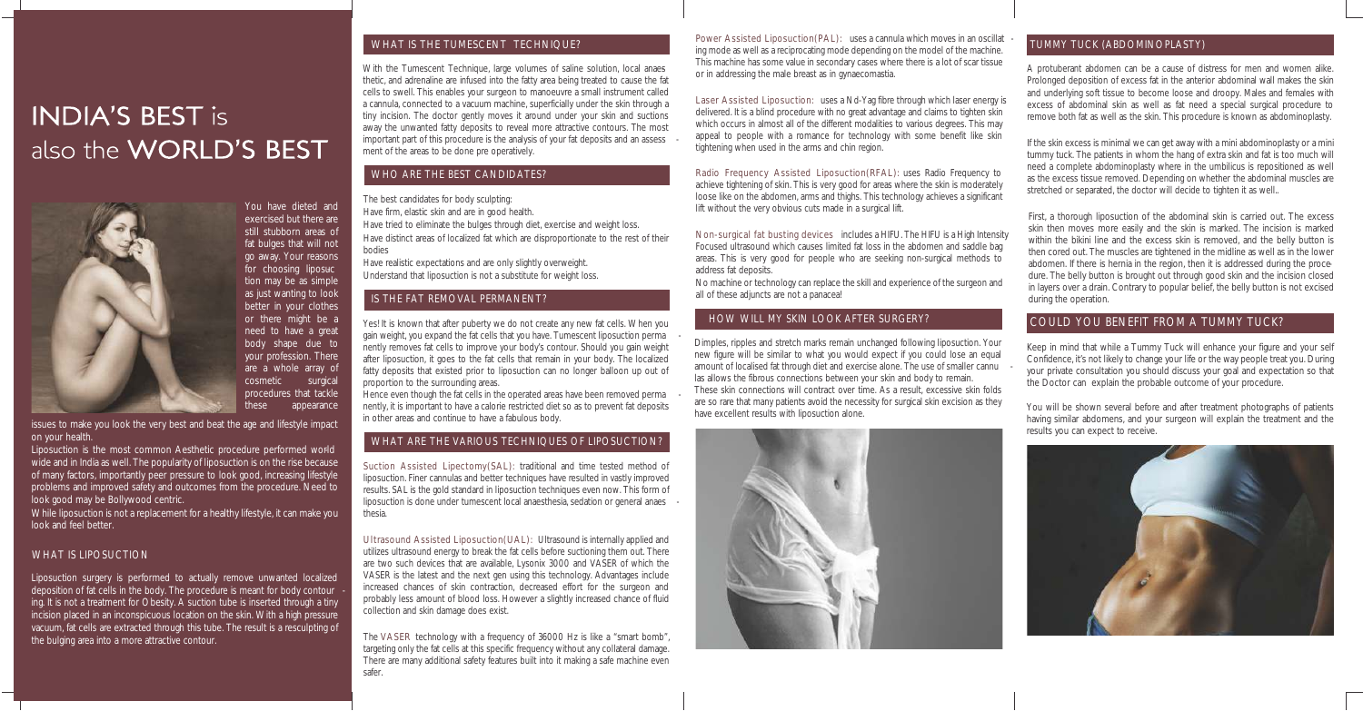# INDIA'S BEST is also the WORLD'S BEST

You have dieted and exercised but there are still stubborn areas of fat bulges that will not go away. Your reasons for choosing liposuction may be as simple as just wanting to look better in your clothes or there might be a need to have a great body shape due to your profession. There are a whole array of cosmetic surgical procedures that tackle these appearance issues to make you look the very best and beat the age and lifestyle impact on your health.

Liposuction is the most common Aesthetic procedure performed world wide and in India as well. The popularity of liposuction is on the rise because of many factors, importantly peer pressure to look good, increasing lifestyle problems and improved safety and outcomes from the procedure. Need to look good may be Bollywood centric.

While liposuction is not a replacement for a healthy lifestyle, it can make you look and feel better.

## WHAT IS LIPOSUCTION

Liposuction surgery is performed to actually remove unwanted localized deposition of fat cells in the body. The procedure is meant for body contouring. It is not a treatment for Obesity. A suction tube is inserted through a tiny incision placed in an inconspicuous location on the skin. With a high pressure vacuum, fat cells are extracted through this tube. The result is a resculpting of the bulging area into a more attractive contour.

## WHAT IS THE TUMESCENT TECHNIQUE?

With the Tumescent Technique, large volumes of saline solution, local anaesthetic, and adrenaline are infused into the fatty area being treated to cause the fat cells to swell. This enables your surgeon to manoeuvre a small instrument called a cannula, connected to a vacuum machine, superficially under the skin through a tiny incision. The doctor gently moves it around under your skin and suctions away the unwanted fatty deposits to reveal more attractive contours. The most important part of this procedure is the analysis of your fat deposits and an assessment of the areas to be done pre operatively.

## WHO ARE THE BEST CANDIDATES?

The best candidates for body sculpting:

Have firm, elastic skin and are in good health.

Have tried to eliminate the bulges through diet, exercise and weight loss.

Have distinct areas of localized fat which are disproportionate to the rest of their bodies

Have realistic expectations and are only slightly overweight.

Understand that liposuction is not a substitute for weight loss.

## IS THE FAT REMOVAL PERMANENT?

Yes! It is known that after puberty we do not create any new fat cells. When you gain weight, you expand the fat cells that you have. Tumescent liposuction permanently removes fat cells to improve your body's contour. Should you gain weight after liposuction, it goes to the fat cells that remain in your body. The localized fatty deposits that existed prior to liposuction can no longer balloon up out of proportion to the surrounding areas.

Hence even though the fat cells in the operated areas have been removed permanently, it is important to have a calorie restricted diet so as to prevent fat deposits in other areas and continue to have a fabulous body.

## WHAT ARE THE VARIOUS TECHNIQUES OF LIPOSUCTION?

Suction Assisted Lipectomy(SAL): traditional and time tested method of liposuction. Finer cannulas and better techniques have resulted in vastly improved results. SAL is the gold standard in liposuction techniques even now. This form of liposuction is done under tumescent local anaesthesia, sedation or general anaesthesia.

Ultrasound Assisted Liposuction(UAL): Ultrasound is internally applied and utilizes ultrasound energy to break the fat cells before suctioning them out. There are two such devices that are available, Lysonix 3000 and VASER of which the VASER is the latest and the next gen using this technology. Advantages include increased chances of skin contraction, decreased effort for the surgeon and probably less amount of blood loss. However a slightly increased chance of fluid collection and skin damage does exist.

The VASER technology with a frequency of 36000 Hz is like a "smart bomb", targeting only the fat cells at this specific frequency without any collateral damage. There are many additional safety features built into it making a safe machine even safer.

Power Assisted Liposuction(PAL): uses a cannula which moves in an oscillating mode as well as a reciprocating mode depending on the model of the machine. This machine has some value in secondary cases where there is a lot of scar tissue or in addressing the male breast as in gynaecomastia.

Laser Assisted Liposuction: uses a Nd-Yag fibre through which laser energy is delivered. It is a blind procedure with no great advantage and claims to tighten skin which occurs in almost all of the different modalities to various degrees. This may appeal to people with a romance for technology with some benefit like skin tightening when used in the arms and chin region.

Radio Frequency Assisted Liposuction(RFAL): uses Radio Frequency to achieve tightening of skin. This is very good for areas where the skin is moderately loose like on the abdomen, arms and thighs. This technology achieves a significant lift without the very obvious cuts made in a surgical lift.

Non-surgical fat busting devices includes a HIFU. The HIFU is a High Intensity Focused ultrasound which causes limited fat loss in the abdomen and saddle bag areas. This is very good for people who are seeking non-surgical methods to address fat deposits.

No machine or technology can replace the skill and experience of the surgeon and all of these adjuncts are not a panacea!

## HOW WILL MY SKIN LOOK AFTER SURGERY?

Dimples, ripples and stretch marks remain unchanged following liposuction. Your new figure will be similar to what you would expect if you could lose an equal amount of localised fat through diet and exercise alone. The use of smaller cannulas allows the fibrous connections between your skin and body to remain. These skin connections will contract over time. As a result, excessive skin folds are so rare that many patients avoid the necessity for surgical skin excision as they have excellent results with liposuction alone.

## TUMMY TUCK (ABDOMINOPLASTY)

A protuberant abdomen can be a cause of distress for men and women alike. Prolonged deposition of excess fat in the anterior abdominal wall makes the skin and underlying soft tissue to become loose and droopy. Males and females with excess of abdominal skin as well as fat need a special surgical procedure to remove both fat as well as the skin. This procedure is known as abdominoplasty.

If the skin excess is minimal we can get away with a mini abdominoplasty or a mini tummy tuck. The patients in whom the hang of extra skin and fat is too much will need a complete abdominoplasty where in the umbilicus is repositioned as well as the excess tissue removed. Depending on whether the abdominal muscles are stretched or separated, the doctor will decide to tighten it as well..

First, a thorough liposuction of the abdominal skin is carried out. The excess skin then moves more easily and the skin is marked. The incision is marked within the bikini line and the excess skin is removed, and the belly button is then cored out. The muscles are tightened in the midline as well as in the lower abdomen. If there is hernia in the region, then it is addressed during the procedure. The belly button is brought out through good skin and the incision closed in layers over a drain. Contrary to popular belief, the belly button is not excised during the operation.

## COULD YOU BENEFIT FROM A TUMMY TUCK?

Keep in mind that while a Tummy Tuck will enhance your figure and your self Confidence, it's not likely to change your life or the way people treat you. During your private consultation you should discuss your goal and expectation so that the Doctor can explain the probable outcome of your procedure.

You will be shown several before and after treatment photographs of patients having similar abdomens, and your surgeon will explain the treatment and the results you can expect to receive.